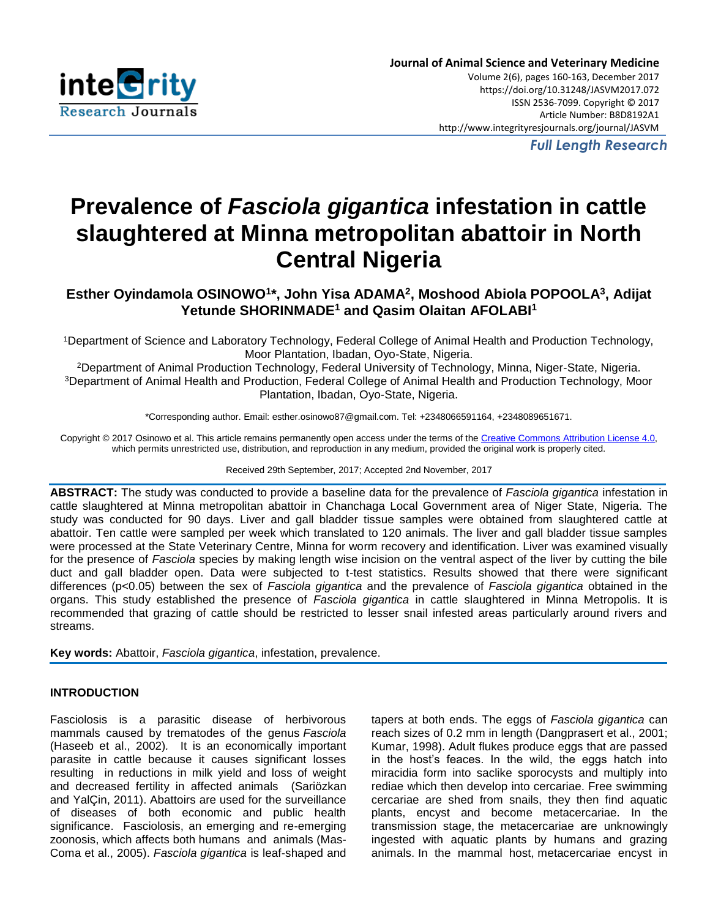*Full Length Research*

# Prevalence of *Fasciola gigantica* infestation in cattle slaughtered at Minna metropolitan abattoir in North Central Nigeria

**Esther Oyindamola OSINOWO[1]*, John Yisa ADAMA[2], Moshood Abiola POPOOLA[3], Adijat Yetunde SHORINMADE[1] and Qasim Olaitan AFOLABI[1]**

[1]Department of Science and Laboratory Technology, Federal College of Animal Health and Production Technology, Moor Plantation, Ibadan, Oyo-State, Nigeria.
[2]Department of Animal Production Technology, Federal University of Technology, Minna, Niger-State, Nigeria.
[3]Department of Animal Health and Production, Federal College of Animal Health and Production Technology, Moor Plantation, Ibadan, Oyo-State, Nigeria.

*Corresponding author. Email: esther.osinowo87@gmail.com. Tel: +2348066591164, +2348089651671.

Copyright © 2017 Osinowo et al. This article remains permanently open access under the terms of the Creative Commons Attribution License 4.0, which permits unrestricted use, distribution, and reproduction in any medium, provided the original work is properly cited.

Received 29th September, 2017; Accepted 2nd November, 2017

**ABSTRACT:** The study was conducted to provide a baseline data for the prevalence of *Fasciola gigantica* infestation in cattle slaughtered at Minna metropolitan abattoir in Chanchaga Local Government area of Niger State, Nigeria. The study was conducted for 90 days. Liver and gall bladder tissue samples were obtained from slaughtered cattle at abattoir. Ten cattle were sampled per week which translated to 120 animals. The liver and gall bladder tissue samples were processed at the State Veterinary Centre, Minna for worm recovery and identification. Liver was examined visually for the presence of *Fasciola* species by making length wise incision on the ventral aspect of the liver by cutting the bile duct and gall bladder open. Data were subjected to t-test statistics. Results showed that there were significant differences ($p<0.05$) between the sex of *Fasciola gigantica* and the prevalence of *Fasciola gigantica* obtained in the organs. This study established the presence of *Fasciola gigantica* in cattle slaughtered in Minna Metropolis. It is recommended that grazing of cattle should be restricted to lesser snail infested areas particularly around rivers and streams.

**Key words:** Abattoir, *Fasciola gigantica*, infestation, prevalence.

## INTRODUCTION

Fasciolosis is a parasitic disease of herbivorous mammals caused by trematodes of the genus *Fasciola* (Haseeb et al., 2002). It is an economically important parasite in cattle because it causes significant losses resulting in reductions in milk yield and loss of weight and decreased fertility in affected animals (Sariözkan and YalÇin, 2011). Abattoirs are used for the surveillance of diseases of both economic and public health significance. Fasciolosis, an emerging and re-emerging zoonosis, which affects both humans and animals (Mas-Coma et al., 2005). *Fasciola gigantica* is leaf-shaped and tapers at both ends. The eggs of *Fasciola gigantica* can reach sizes of 0.2 mm in length (Dangprasert et al., 2001; Kumar, 1998). Adult flukes produce eggs that are passed in the host's feaces. In the wild, the eggs hatch into miracidia form into saclike sporocysts and multiply into rediae which then develop into cercariae. Free swimming cercariae are shed from snails, they then find aquatic plants, encyst and become metacercariae. In the transmission stage, the metacercariae are unknowingly ingested with aquatic plants by humans and grazing animals. In the mammal host, metacercariae encyst in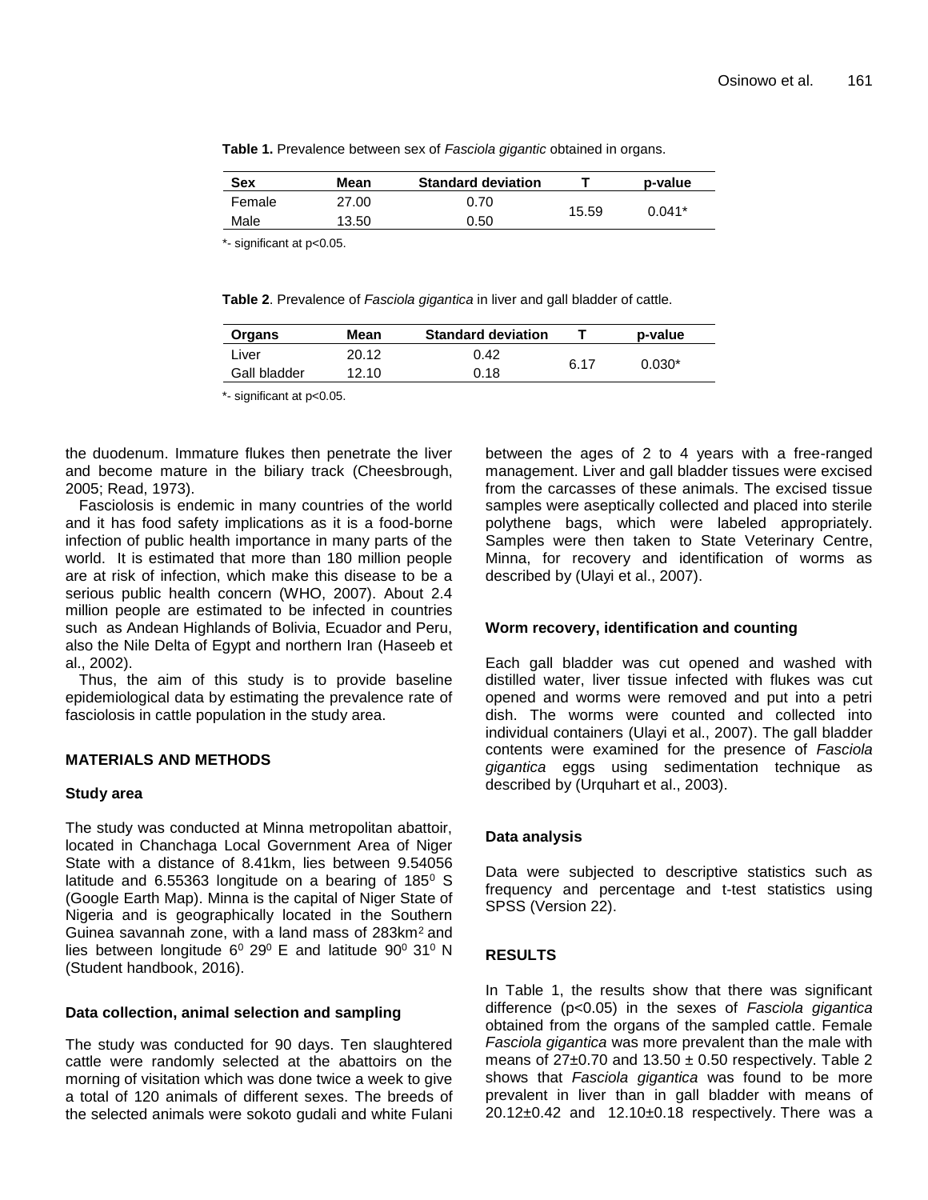**Table 1.** Prevalence between sex of *Fasciola gigantic* obtained in organs.

| Sex | Mean | Standard deviation | T | p-value |
|---|---|---|---|---|
| Female | 27.00 | 0.70 | 15.59 | 0.041* |
| Male | 13.50 | 0.50 | | |

*- significant at p<0.05.

**Table 2**. Prevalence of *Fasciola gigantica* in liver and gall bladder of cattle.

| Organs | Mean | Standard deviation | T | p-value |
|---|---|---|---|---|
| Liver | 20.12 | 0.42 | 6.17 | 0.030* |
| Gall bladder | 12.10 | 0.18 | | |

*- significant at p<0.05.

the duodenum. Immature flukes then penetrate the liver and become mature in the biliary track (Cheesbrough, 2005; Read, 1973).

Fasciolosis is endemic in many countries of the world and it has food safety implications as it is a food-borne infection of public health importance in many parts of the world. It is estimated that more than 180 million people are at risk of infection, which make this disease to be a serious public health concern (WHO, 2007). About 2.4 million people are estimated to be infected in countries such as Andean Highlands of Bolivia, Ecuador and Peru, also the Nile Delta of Egypt and northern Iran (Haseeb et al., 2002).

Thus, the aim of this study is to provide baseline epidemiological data by estimating the prevalence rate of fasciolosis in cattle population in the study area.

## MATERIALS AND METHODS

### Study area

The study was conducted at Minna metropolitan abattoir, located in Chanchaga Local Government Area of Niger State with a distance of 8.41km, lies between 9.54056 latitude and 6.55363 longitude on a bearing of $185^0$ S (Google Earth Map). Minna is the capital of Niger State of Nigeria and is geographically located in the Southern Guinea savannah zone, with a land mass of $283km^2$ and lies between longitude $6^0$ $29^0$ E and latitude $90^0$ $31^0$ N (Student handbook, 2016).

### Data collection, animal selection and sampling

The study was conducted for 90 days. Ten slaughtered cattle were randomly selected at the abattoirs on the morning of visitation which was done twice a week to give a total of 120 animals of different sexes. The breeds of the selected animals were sokoto gudali and white Fulani between the ages of 2 to 4 years with a free-ranged management. Liver and gall bladder tissues were excised from the carcasses of these animals. The excised tissue samples were aseptically collected and placed into sterile polythene bags, which were labeled appropriately. Samples were then taken to State Veterinary Centre, Minna, for recovery and identification of worms as described by (Ulayi et al., 2007).

### Worm recovery, identification and counting

Each gall bladder was cut opened and washed with distilled water, liver tissue infected with flukes was cut opened and worms were removed and put into a petri dish. The worms were counted and collected into individual containers (Ulayi et al., 2007). The gall bladder contents were examined for the presence of *Fasciola gigantica* eggs using sedimentation technique as described by (Urquhart et al., 2003).

### Data analysis

Data were subjected to descriptive statistics such as frequency and percentage and t-test statistics using SPSS (Version 22).

## RESULTS

In Table 1, the results show that there was significant difference ($p<0.05$) in the sexes of *Fasciola gigantica* obtained from the organs of the sampled cattle. Female *Fasciola gigantica* was more prevalent than the male with means of $27\pm0.70$ and $13.50 \pm 0.50$ respectively. Table 2 shows that *Fasciola gigantica* was found to be more prevalent in liver than in gall bladder with means of $20.12\pm0.42$ and $12.10\pm0.18$ respectively. There was a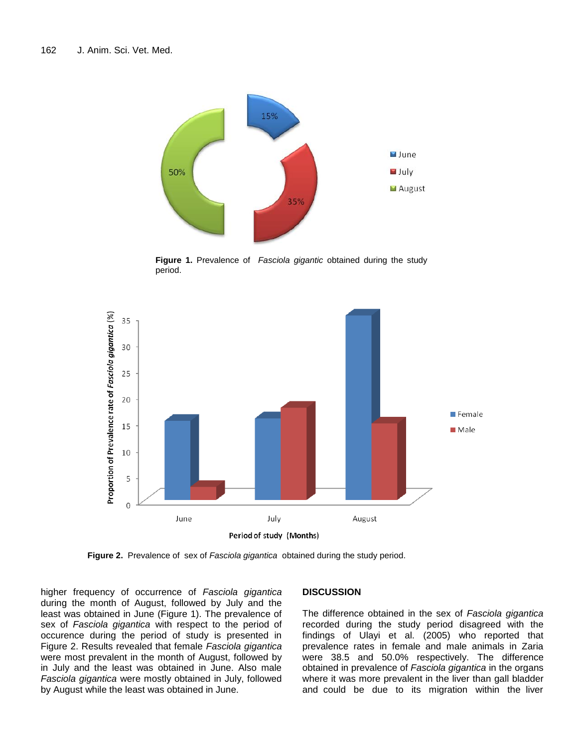**Figure 1.** Prevalence of *Fasciola gigantic* obtained during the study period.

**Figure 2.** Prevalence of sex of *Fasciola gigantica* obtained during the study period.

higher frequency of occurrence of *Fasciola gigantica* during the month of August, followed by July and the least was obtained in June (Figure 1). The prevalence of sex of *Fasciola gigantica* with respect to the period of occurence during the period of study is presented in Figure 2. Results revealed that female *Fasciola gigantica* were most prevalent in the month of August, followed by in July and the least was obtained in June. Also male *Fasciola gigantica* were mostly obtained in July, followed by August while the least was obtained in June.

## DISCUSSION

The difference obtained in the sex of *Fasciola gigantica* recorded during the study period disagreed with the findings of Ulayi et al. (2005) who reported that prevalence rates in female and male animals in Zaria were 38.5 and 50.0% respectively. The difference obtained in prevalence of *Fasciola gigantica* in the organs where it was more prevalent in the liver than gall bladder and could be due to its migration within the liver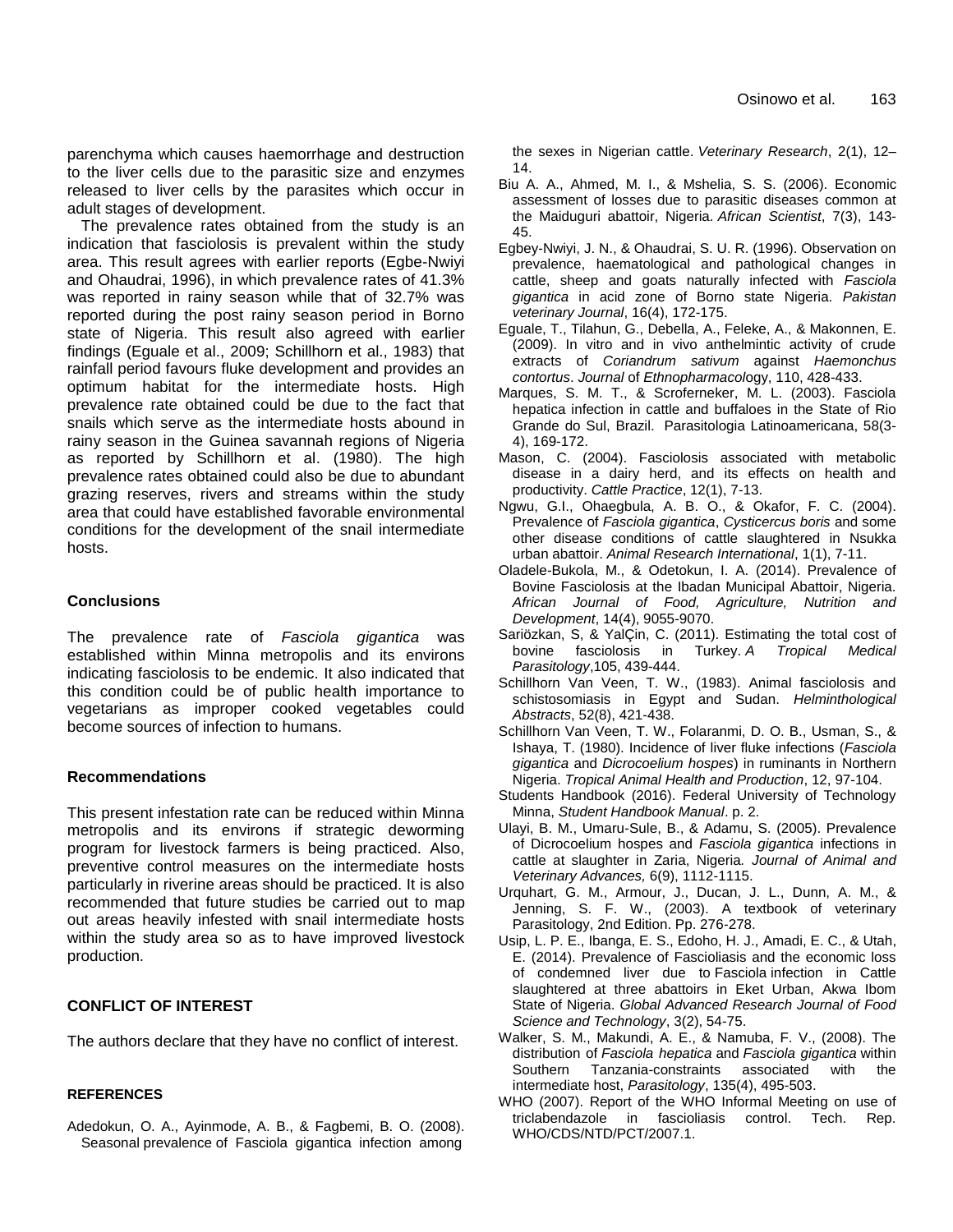parenchyma which causes haemorrhage and destruction to the liver cells due to the parasitic size and enzymes released to liver cells by the parasites which occur in adult stages of development.

The prevalence rates obtained from the study is an indication that fasciolosis is prevalent within the study area. This result agrees with earlier reports (Egbe-Nwiyi and Ohaudrai, 1996), in which prevalence rates of 41.3% was reported in rainy season while that of 32.7% was reported during the post rainy season period in Borno state of Nigeria. This result also agreed with earlier findings (Eguale et al., 2009; Schillhorn et al., 1983) that rainfall period favours fluke development and provides an optimum habitat for the intermediate hosts. High prevalence rate obtained could be due to the fact that snails which serve as the intermediate hosts abound in rainy season in the Guinea savannah regions of Nigeria as reported by Schillhorn et al. (1980). The high prevalence rates obtained could also be due to abundant grazing reserves, rivers and streams within the study area that could have established favorable environmental conditions for the development of the snail intermediate hosts.

## Conclusions

The prevalence rate of *Fasciola gigantica* was established within Minna metropolis and its environs indicating fasciolosis to be endemic. It also indicated that this condition could be of public health importance to vegetarians as improper cooked vegetables could become sources of infection to humans.

## Recommendations

This present infestation rate can be reduced within Minna metropolis and its environs if strategic deworming program for livestock farmers is being practiced. Also, preventive control measures on the intermediate hosts particularly in riverine areas should be practiced. It is also recommended that future studies be carried out to map out areas heavily infested with snail intermediate hosts within the study area so as to have improved livestock production.

## CONFLICT OF INTEREST

The authors declare that they have no conflict of interest.

## REFERENCES

Adedokun, O. A., Ayinmode, A. B., & Fagbemi, B. O. (2008). Seasonal prevalence of Fasciola gigantica infection among the sexes in Nigerian cattle. *Veterinary Research*, 2(1), 12–14.

Biu A. A., Ahmed, M. I., & Mshelia, S. S. (2006). Economic assessment of losses due to parasitic diseases common at the Maiduguri abattoir, Nigeria. *African Scientist*, 7(3), 143-45.

Egbey-Nwiyi, J. N., & Ohaudrai, S. U. R. (1996). Observation on prevalence, haematological and pathological changes in cattle, sheep and goats naturally infected with *Fasciola gigantica* in acid zone of Borno state Nigeria. *Pakistan veterinary Journal*, 16(4), 172-175.

Eguale, T., Tilahun, G., Debella, A., Feleke, A., & Makonnen, E. (2009). In vitro and in vivo anthelmintic activity of crude extracts of *Coriandrum sativum* against *Haemonchus contortus*. *Journal* of *Ethnopharmacol*ogy, 110, 428-433.

Marques, S. M. T., & Scroferneker, M. L. (2003). Fasciola hepatica infection in cattle and buffaloes in the State of Rio Grande do Sul, Brazil. Parasitologia Latinoamericana, 58(3-4), 169-172.

Mason, C. (2004). Fasciolosis associated with metabolic disease in a dairy herd, and its effects on health and productivity. *Cattle Practice*, 12(1), 7-13.

Ngwu, G.I., Ohaegbula, A. B. O., & Okafor, F. C. (2004). Prevalence of *Fasciola gigantica*, *Cysticercus boris* and some other disease conditions of cattle slaughtered in Nsukka urban abattoir. *Animal Research International*, 1(1), 7-11.

Oladele-Bukola, M., & Odetokun, I. A. (2014). Prevalence of Bovine Fasciolosis at the Ibadan Municipal Abattoir, Nigeria. *African Journal of Food, Agriculture, Nutrition and Development*, 14(4), 9055-9070.

Sariözkan, S, & YalÇin, C. (2011). Estimating the total cost of bovine fasciolosis in Turkey. *A Tropical Medical Parasitology*,105, 439-444.

Schillhorn Van Veen, T. W., (1983). Animal fasciolosis and schistosomiasis in Egypt and Sudan. *Helminthological Abstracts*, 52(8), 421-438.

Schillhorn Van Veen, T. W., Folaranmi, D. O. B., Usman, S., & Ishaya, T. (1980). Incidence of liver fluke infections (*Fasciola gigantica* and *Dicrocoelium hospes*) in ruminants in Northern Nigeria. *Tropical Animal Health and Production*, 12, 97-104.

Students Handbook (2016). Federal University of Technology Minna, *Student Handbook Manual*. p. 2.

Ulayi, B. M., Umaru-Sule, B., & Adamu, S. (2005). Prevalence of Dicrocoelium hospes and *Fasciola gigantica* infections in cattle at slaughter in Zaria, Nigeria. *Journal of Animal and Veterinary Advances,* 6(9), 1112-1115.

Urquhart, G. M., Armour, J., Ducan, J. L., Dunn, A. M., & Jenning, S. F. W., (2003). A textbook of veterinary Parasitology, 2nd Edition. Pp. 276-278.

Usip, L. P. E., Ibanga, E. S., Edoho, H. J., Amadi, E. C., & Utah, E. (2014). Prevalence of Fascioliasis and the economic loss of condemned liver due to Fasciola infection in Cattle slaughtered at three abattoirs in Eket Urban, Akwa Ibom State of Nigeria. *Global Advanced Research Journal of Food Science and Technology*, 3(2), 54-75.

Walker, S. M., Makundi, A. E., & Namuba, F. V., (2008). The distribution of *Fasciola hepatica* and *Fasciola gigantica* within Southern Tanzania-constraints associated with the intermediate host, *Parasitology*, 135(4), 495-503.

WHO (2007). Report of the WHO Informal Meeting on use of triclabendazole in fascioliasis control. Tech. Rep. WHO/CDS/NTD/PCT/2007.1.